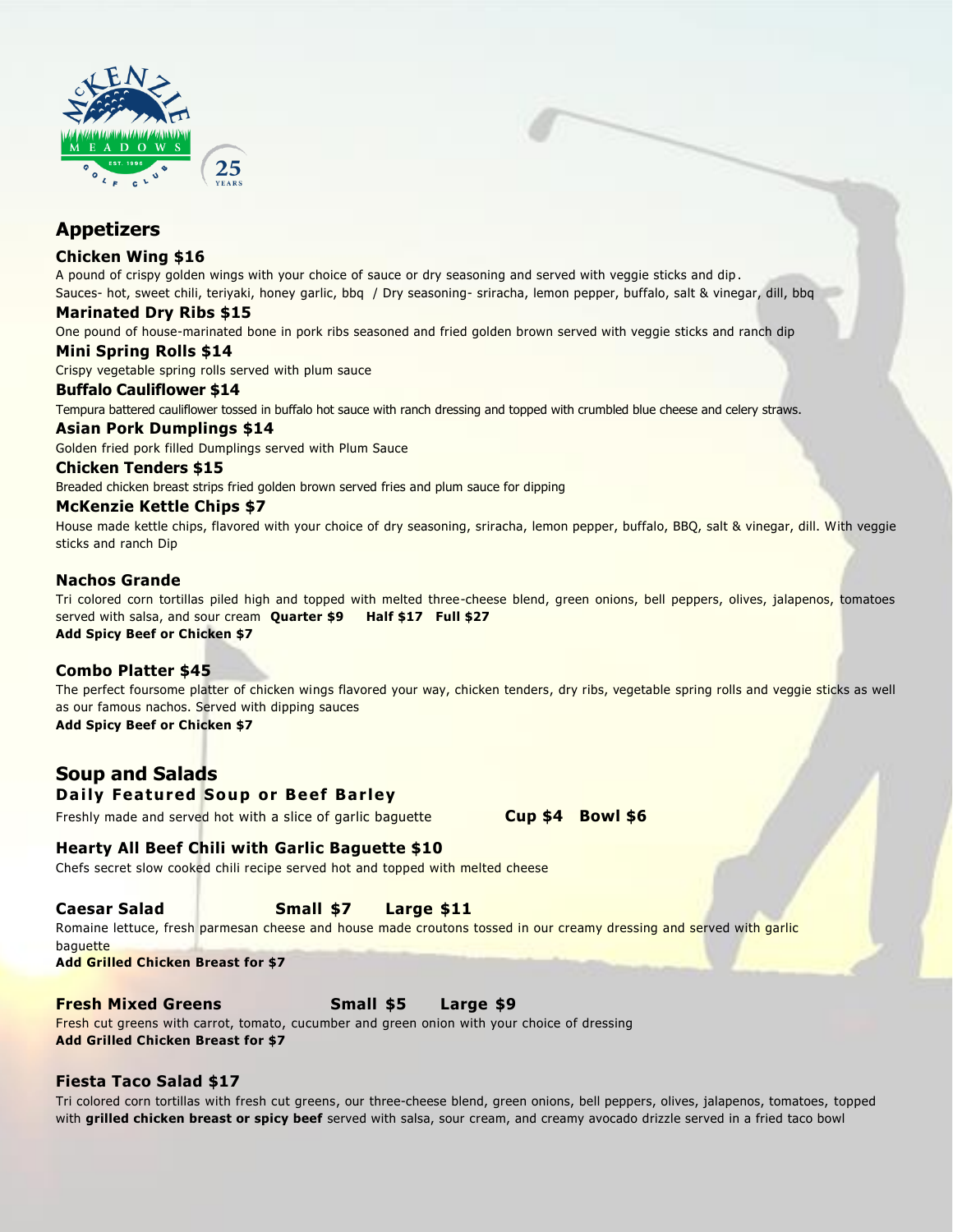## Appetizers

### Chicken Wing $16

A pound of crispy golden wings with your choice of sauce or dry seasoning and served with veggie sticks and dip.
Sauces- hot, sweet chili, teriyaki, honey garlic, bbq / Dry seasoning- sriracha, lemon pepper, buffalo, salt & vinegar, dill, bbq

### Marinated Dry Ribs $15

One pound of house-marinated bone in pork ribs seasoned and fried golden brown served with veggie sticks and ranch dip

### Mini Spring Rolls $14

Crispy vegetable spring rolls served with plum sauce

### Buffalo Cauliflower $14

Tempura battered cauliflower tossed in buffalo hot sauce with ranch dressing and topped with crumbled blue cheese and celery straws.

### Asian Pork Dumplings $14

Golden fried pork filled Dumplings served with Plum Sauce

### Chicken Tenders $15

Breaded chicken breast strips fried golden brown served fries and plum sauce for dipping

### McKenzie Kettle Chips $7

House made kettle chips, flavored with your choice of dry seasoning, sriracha, lemon pepper, buffalo, BBQ, salt & vinegar, dill. With veggie sticks and ranch Dip

### Nachos Grande

Tri colored corn tortillas piled high and topped with melted three-cheese blend, green onions, bell peppers, olives, jalapenos, tomatoes served with salsa, and sour cream **Quarter $9 Half $17 Full $27**
**Add Spicy Beef or Chicken $7**

### Combo Platter $45

The perfect foursome platter of chicken wings flavored your way, chicken tenders, dry ribs, vegetable spring rolls and veggie sticks as well as our famous nachos. Served with dipping sauces
**Add Spicy Beef or Chicken $7**

## Soup and Salads

### Daily Featured Soup or Beef Barley

Freshly made and served hot with a slice of garlic baguette **Cup $4 Bowl $6**

### Hearty All Beef Chili with Garlic Baguette $10

Chefs secret slow cooked chili recipe served hot and topped with melted cheese

### Caesar Salad Small $7 Large $11

Romaine lettuce, fresh parmesan cheese and house made croutons tossed in our creamy dressing and served with garlic baguette
**Add Grilled Chicken Breast for $7**

### Fresh Mixed Greens Small $5 Large $9

Fresh cut greens with carrot, tomato, cucumber and green onion with your choice of dressing
**Add Grilled Chicken Breast for $7**

### Fiesta Taco Salad $17

Tri colored corn tortillas with fresh cut greens, our three-cheese blend, green onions, bell peppers, olives, jalapenos, tomatoes, topped with **grilled chicken breast or spicy beef** served with salsa, sour cream, and creamy avocado drizzle served in a fried taco bowl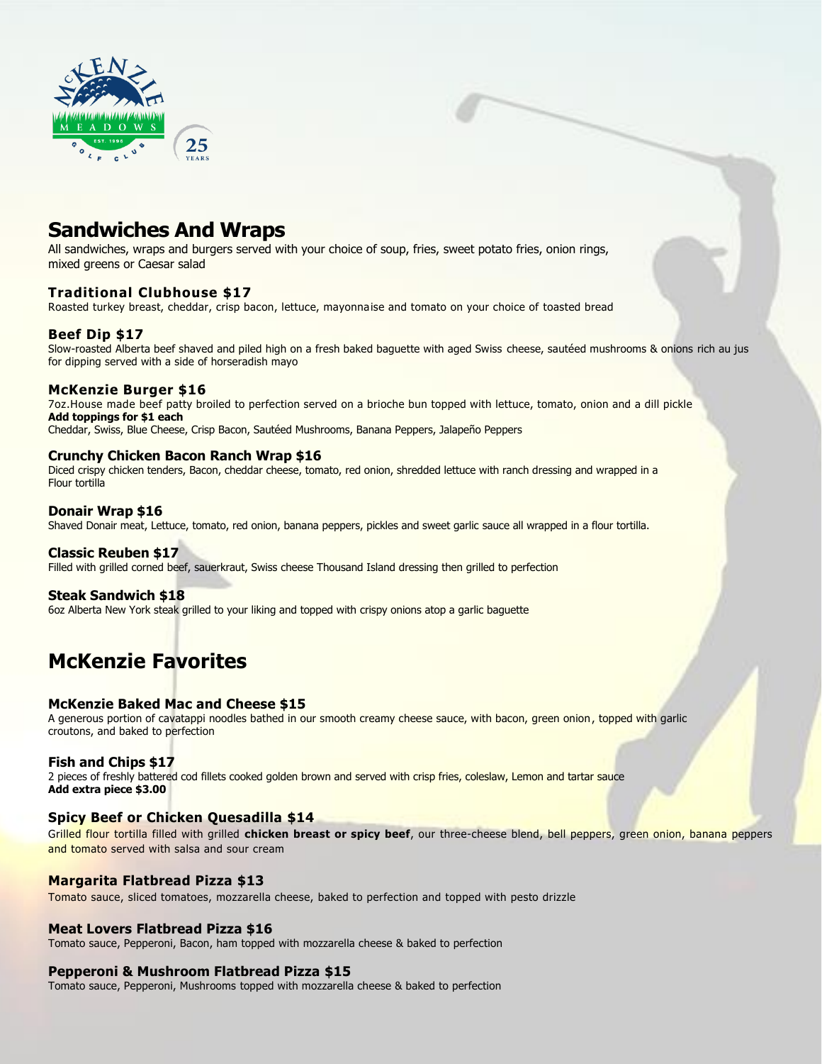## Sandwiches And Wraps

All sandwiches, wraps and burgers served with your choice of soup, fries, sweet potato fries, onion rings, mixed greens or Caesar salad

### Traditional Clubhouse $17

Roasted turkey breast, cheddar, crisp bacon, lettuce, mayonnaise and tomato on your choice of toasted bread

### Beef Dip $17

Slow-roasted Alberta beef shaved and piled high on a fresh baked baguette with aged Swiss cheese, sautéed mushrooms & onions rich au jus for dipping served with a side of horseradish mayo

### McKenzie Burger $16

7oz.House made beef patty broiled to perfection served on a brioche bun topped with lettuce, tomato, onion and a dill pickle
**Add toppings for $1 each**
Cheddar, Swiss, Blue Cheese, Crisp Bacon, Sautéed Mushrooms, Banana Peppers, Jalapeño Peppers

### Crunchy Chicken Bacon Ranch Wrap $16

Diced crispy chicken tenders, Bacon, cheddar cheese, tomato, red onion, shredded lettuce with ranch dressing and wrapped in a Flour tortilla

### Donair Wrap $16

Shaved Donair meat, Lettuce, tomato, red onion, banana peppers, pickles and sweet garlic sauce all wrapped in a flour tortilla.

### Classic Reuben $17

Filled with grilled corned beef, sauerkraut, Swiss cheese Thousand Island dressing then grilled to perfection

### Steak Sandwich $18

6oz Alberta New York steak grilled to your liking and topped with crispy onions atop a garlic baguette

## McKenzie Favorites

### McKenzie Baked Mac and Cheese $15

A generous portion of cavatappi noodles bathed in our smooth creamy cheese sauce, with bacon, green onion, topped with garlic croutons, and baked to perfection

### Fish and Chips $17

2 pieces of freshly battered cod fillets cooked golden brown and served with crisp fries, coleslaw, Lemon and tartar sauce
**Add extra piece $3.00**

### Spicy Beef or Chicken Quesadilla $14

Grilled flour tortilla filled with grilled **chicken breast or spicy beef**, our three-cheese blend, bell peppers, green onion, banana peppers and tomato served with salsa and sour cream

### Margarita Flatbread Pizza $13

Tomato sauce, sliced tomatoes, mozzarella cheese, baked to perfection and topped with pesto drizzle

### Meat Lovers Flatbread Pizza $16

Tomato sauce, Pepperoni, Bacon, ham topped with mozzarella cheese & baked to perfection

### Pepperoni & Mushroom Flatbread Pizza $15

Tomato sauce, Pepperoni, Mushrooms topped with mozzarella cheese & baked to perfection